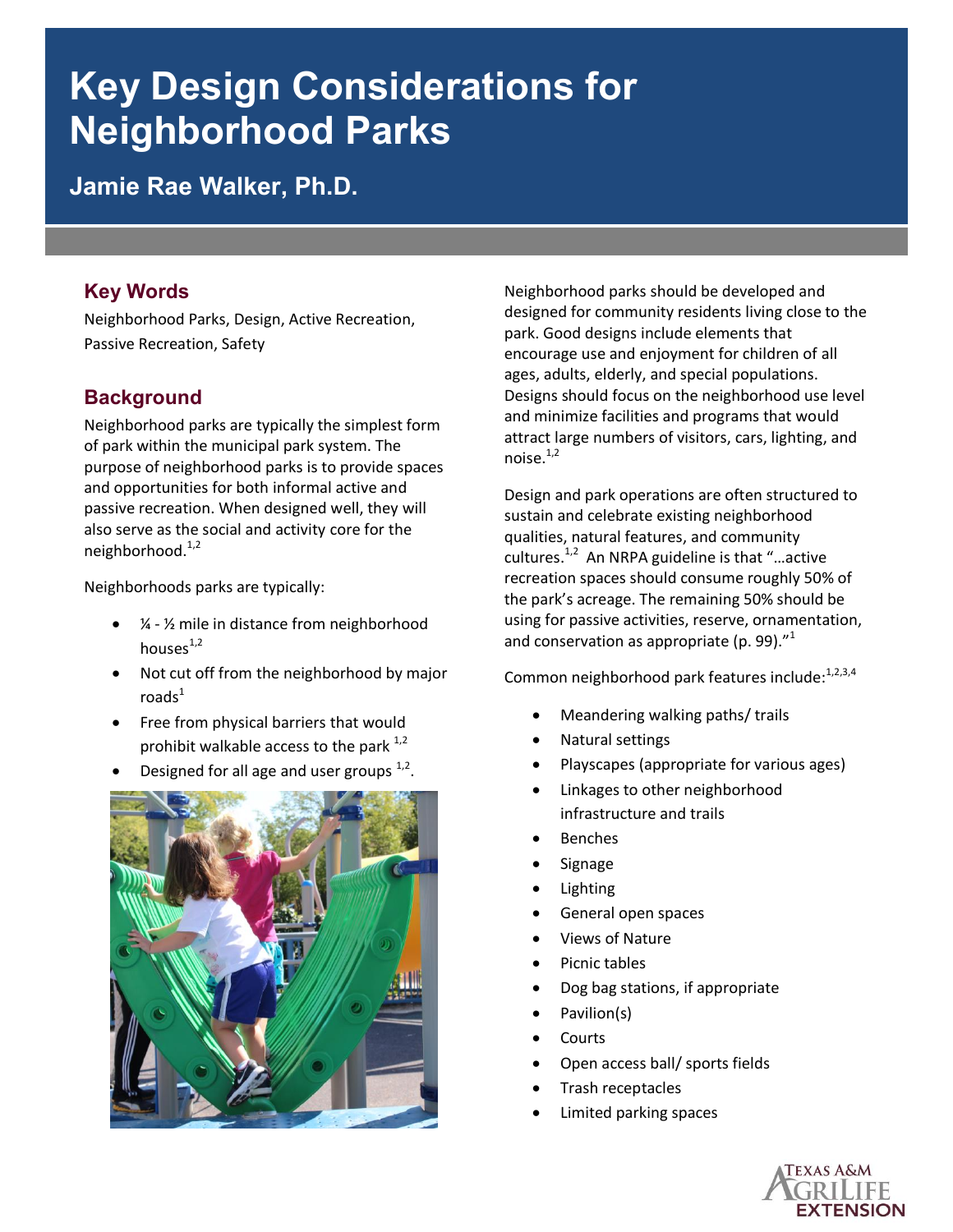# Key Design Considerations for Neighborhood Parks

## Jamie Rae Walker, Ph.D.

### Key Words

Neighborhood Parks, Design, Active Recreation, Passive Recreation, Safety

### Background

Neighborhood parks are typically the simplest form of park within the municipal park system. The purpose of neighborhood parks is to provide spaces and opportunities for both informal active and passive recreation. When designed well, they will also serve as the social and activity core for the neighborhood.[1,2]

Neighborhoods parks are typically:

- ¼ - ½ mile in distance from neighborhood houses[1,2]
- Not cut off from the neighborhood by major roads[1]
- Free from physical barriers that would prohibit walkable access to the park [1,2]
- Designed for all age and user groups [1,2].

Neighborhood parks should be developed and designed for community residents living close to the park. Good designs include elements that encourage use and enjoyment for children of all ages, adults, elderly, and special populations. Designs should focus on the neighborhood use level and minimize facilities and programs that would attract large numbers of visitors, cars, lighting, and noise.[1,2]

Design and park operations are often structured to sustain and celebrate existing neighborhood qualities, natural features, and community cultures.[1,2] An NRPA guideline is that "…active recreation spaces should consume roughly 50% of the park's acreage. The remaining 50% should be using for passive activities, reserve, ornamentation, and conservation as appropriate (p. 99)."[1]

Common neighborhood park features include:[1,2,3,4]

- Meandering walking paths/ trails
- Natural settings
- Playscapes (appropriate for various ages)
- Linkages to other neighborhood infrastructure and trails
- Benches
- Signage
- Lighting
- General open spaces
- Views of Nature
- Picnic tables
- Dog bag stations, if appropriate
- Pavilion(s)
- Courts
- Open access ball/ sports fields
- Trash receptacles
- Limited parking spaces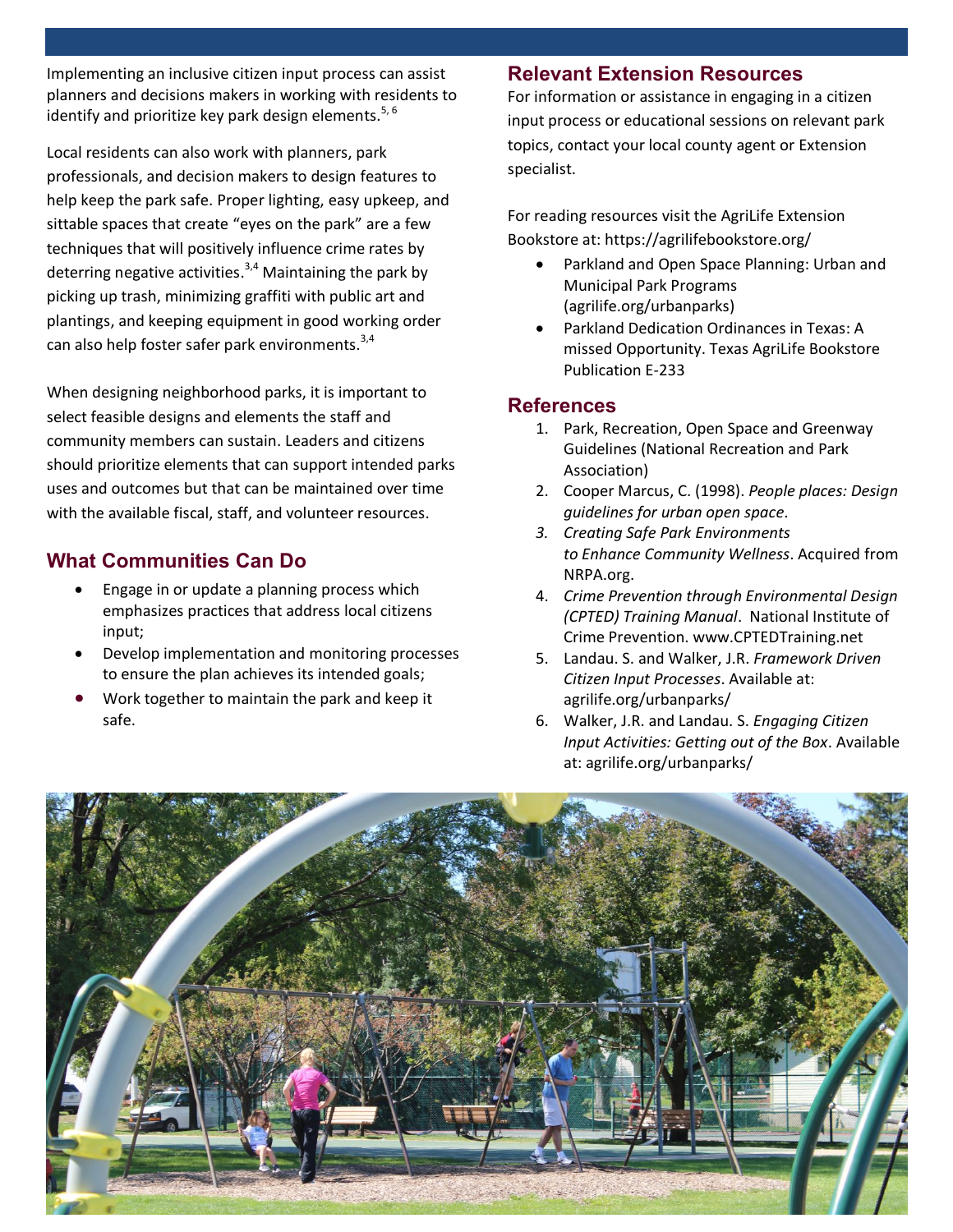Implementing an inclusive citizen input process can assist planners and decisions makers in working with residents to identify and prioritize key park design elements.[5, 6]

Local residents can also work with planners, park professionals, and decision makers to design features to help keep the park safe. Proper lighting, easy upkeep, and sittable spaces that create "eyes on the park" are a few techniques that will positively influence crime rates by deterring negative activities.[3,4] Maintaining the park by picking up trash, minimizing graffiti with public art and plantings, and keeping equipment in good working order can also help foster safer park environments.[3,4]

When designing neighborhood parks, it is important to select feasible designs and elements the staff and community members can sustain. Leaders and citizens should prioritize elements that can support intended parks uses and outcomes but that can be maintained over time with the available fiscal, staff, and volunteer resources.

## What Communities Can Do

- Engage in or update a planning process which emphasizes practices that address local citizens input;
- Develop implementation and monitoring processes to ensure the plan achieves its intended goals;
- Work together to maintain the park and keep it safe.

## Relevant Extension Resources

For information or assistance in engaging in a citizen input process or educational sessions on relevant park topics, contact your local county agent or Extension specialist.

For reading resources visit the AgriLife Extension Bookstore at: https://agrilifebookstore.org/

- Parkland and Open Space Planning: Urban and Municipal Park Programs (agrilife.org/urbanparks)
- Parkland Dedication Ordinances in Texas: A missed Opportunity. Texas AgriLife Bookstore Publication E-233

## References

1. Park, Recreation, Open Space and Greenway Guidelines (National Recreation and Park Association)
2. Cooper Marcus, C. (1998). *People places: Design guidelines for urban open space*.
3. *Creating Safe Park Environments to Enhance Community Wellness*. Acquired from NRPA.org.
4. *Crime Prevention through Environmental Design (CPTED) Training Manual*. National Institute of Crime Prevention. www.CPTEDTraining.net
5. Landau. S. and Walker, J.R. *Framework Driven Citizen Input Processes*. Available at: agrilife.org/urbanparks/
6. Walker, J.R. and Landau. S. *Engaging Citizen Input Activities: Getting out of the Box*. Available at: agrilife.org/urbanparks/